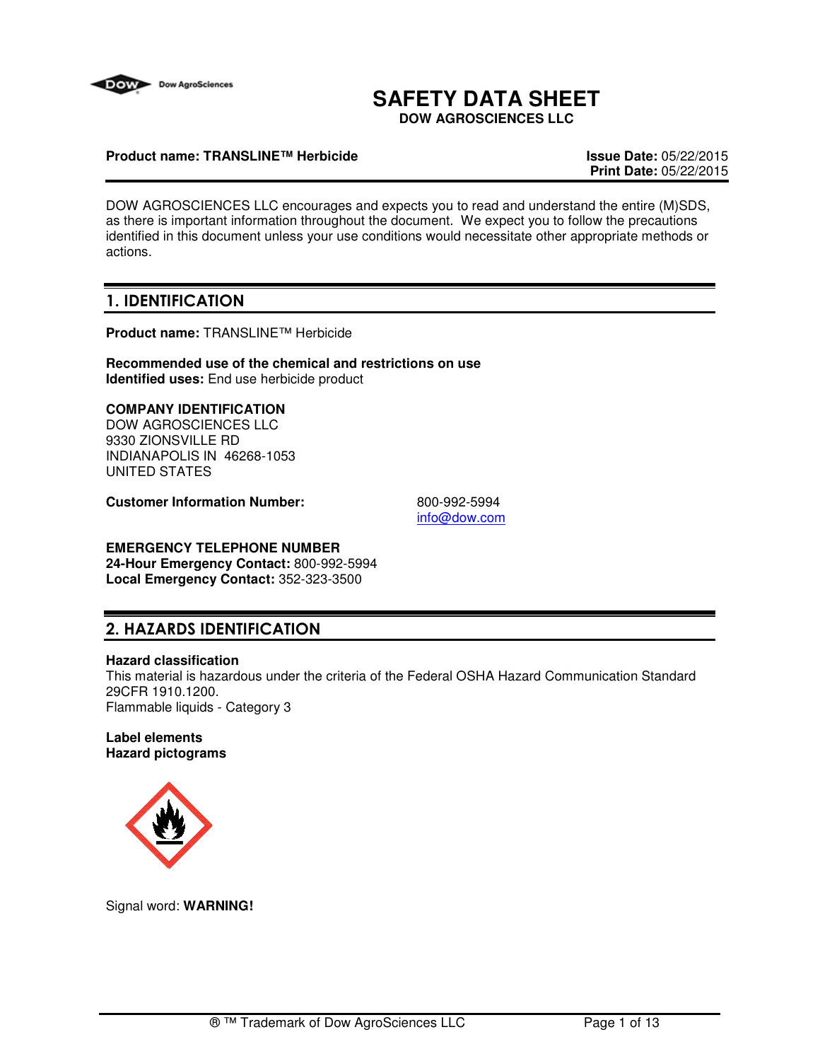# SAFETY DATA SHEET

**DOW AGROSCIENCES LLC**

**Product name: TRANSLINE™ Herbicide**

**Issue Date:** 05/22/2015
**Print Date:** 05/22/2015

DOW AGROSCIENCES LLC encourages and expects you to read and understand the entire (M)SDS, as there is important information throughout the document. We expect you to follow the precautions identified in this document unless your use conditions would necessitate other appropriate methods or actions.

## 1. IDENTIFICATION

**Product name:** TRANSLINE™ Herbicide

**Recommended use of the chemical and restrictions on use**
**Identified uses:** End use herbicide product

**COMPANY IDENTIFICATION**
DOW AGROSCIENCES LLC
9330 ZIONSVILLE RD
INDIANAPOLIS IN 46268-1053
UNITED STATES

**Customer Information Number:** 800-992-5994
info@dow.com

**EMERGENCY TELEPHONE NUMBER**
**24-Hour Emergency Contact:** 800-992-5994
**Local Emergency Contact:** 352-323-3500

## 2. HAZARDS IDENTIFICATION

**Hazard classification**
This material is hazardous under the criteria of the Federal OSHA Hazard Communication Standard 29CFR 1910.1200.
Flammable liquids - Category 3

**Label elements**
**Hazard pictograms**

Signal word: **WARNING!**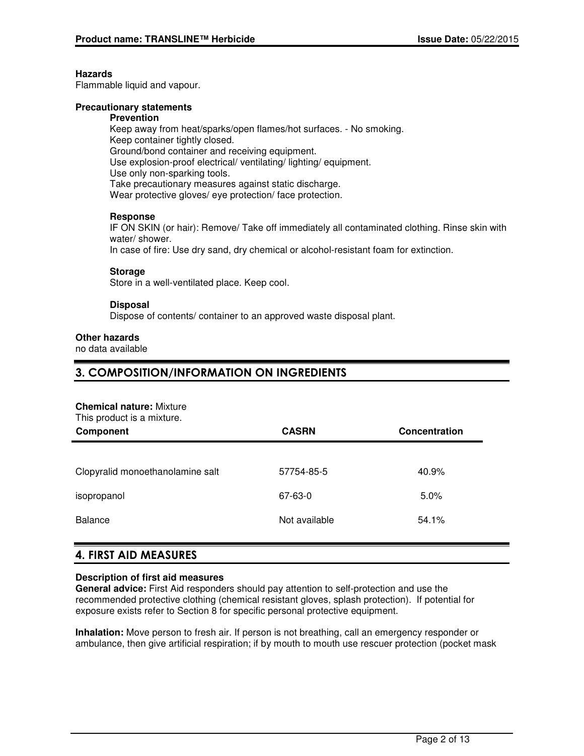**Hazards**
Flammable liquid and vapour.

**Precautionary statements**

**Prevention**

Keep away from heat/sparks/open flames/hot surfaces. - No smoking.
Keep container tightly closed.
Ground/bond container and receiving equipment.
Use explosion-proof electrical/ ventilating/ lighting/ equipment.
Use only non-sparking tools.
Take precautionary measures against static discharge.
Wear protective gloves/ eye protection/ face protection.

**Response**

IF ON SKIN (or hair): Remove/ Take off immediately all contaminated clothing. Rinse skin with water/ shower.
In case of fire: Use dry sand, dry chemical or alcohol-resistant foam for extinction.

**Storage**

Store in a well-ventilated place. Keep cool.

**Disposal**

Dispose of contents/ container to an approved waste disposal plant.

**Other hazards**
no data available

## 3. COMPOSITION/INFORMATION ON INGREDIENTS

**Chemical nature:** Mixture
This product is a mixture.

| Component | CASRN | Concentration |
|---|---|---|
| Clopyralid monoethanolamine salt | 57754-85-5 | 40.9% |
| isopropanol | 67-63-0 | 5.0% |
| Balance | Not available | 54.1% |

## 4. FIRST AID MEASURES

**Description of first aid measures**

**General advice:** First Aid responders should pay attention to self-protection and use the recommended protective clothing (chemical resistant gloves, splash protection). If potential for exposure exists refer to Section 8 for specific personal protective equipment.

**Inhalation:** Move person to fresh air. If person is not breathing, call an emergency responder or ambulance, then give artificial respiration; if by mouth to mouth use rescuer protection (pocket mask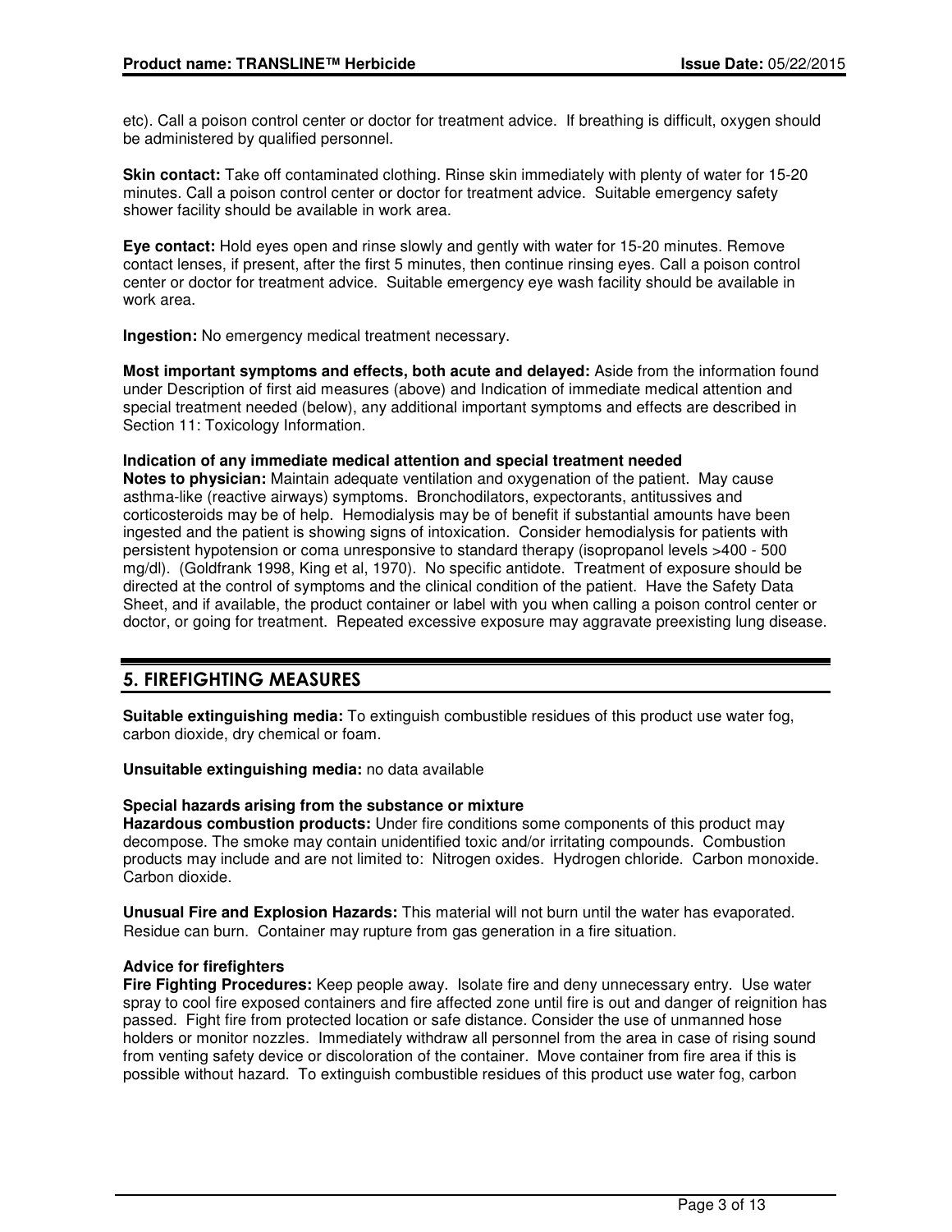etc). Call a poison control center or doctor for treatment advice. If breathing is difficult, oxygen should be administered by qualified personnel.

**Skin contact:** Take off contaminated clothing. Rinse skin immediately with plenty of water for 15-20 minutes. Call a poison control center or doctor for treatment advice. Suitable emergency safety shower facility should be available in work area.

**Eye contact:** Hold eyes open and rinse slowly and gently with water for 15-20 minutes. Remove contact lenses, if present, after the first 5 minutes, then continue rinsing eyes. Call a poison control center or doctor for treatment advice. Suitable emergency eye wash facility should be available in work area.

**Ingestion:** No emergency medical treatment necessary.

**Most important symptoms and effects, both acute and delayed:** Aside from the information found under Description of first aid measures (above) and Indication of immediate medical attention and special treatment needed (below), any additional important symptoms and effects are described in Section 11: Toxicology Information.

**Indication of any immediate medical attention and special treatment needed**
**Notes to physician:** Maintain adequate ventilation and oxygenation of the patient. May cause asthma-like (reactive airways) symptoms. Bronchodilators, expectorants, antitussives and corticosteroids may be of help. Hemodialysis may be of benefit if substantial amounts have been ingested and the patient is showing signs of intoxication. Consider hemodialysis for patients with persistent hypotension or coma unresponsive to standard therapy (isopropanol levels >400 - 500 mg/dl). (Goldfrank 1998, King et al, 1970). No specific antidote. Treatment of exposure should be directed at the control of symptoms and the clinical condition of the patient. Have the Safety Data Sheet, and if available, the product container or label with you when calling a poison control center or doctor, or going for treatment. Repeated excessive exposure may aggravate preexisting lung disease.

## 5. FIREFIGHTING MEASURES

**Suitable extinguishing media:** To extinguish combustible residues of this product use water fog, carbon dioxide, dry chemical or foam.

**Unsuitable extinguishing media:** no data available

**Special hazards arising from the substance or mixture**
**Hazardous combustion products:** Under fire conditions some components of this product may decompose. The smoke may contain unidentified toxic and/or irritating compounds. Combustion products may include and are not limited to: Nitrogen oxides. Hydrogen chloride. Carbon monoxide. Carbon dioxide.

**Unusual Fire and Explosion Hazards:** This material will not burn until the water has evaporated. Residue can burn. Container may rupture from gas generation in a fire situation.

**Advice for firefighters**
**Fire Fighting Procedures:** Keep people away. Isolate fire and deny unnecessary entry. Use water spray to cool fire exposed containers and fire affected zone until fire is out and danger of reignition has passed. Fight fire from protected location or safe distance. Consider the use of unmanned hose holders or monitor nozzles. Immediately withdraw all personnel from the area in case of rising sound from venting safety device or discoloration of the container. Move container from fire area if this is possible without hazard. To extinguish combustible residues of this product use water fog, carbon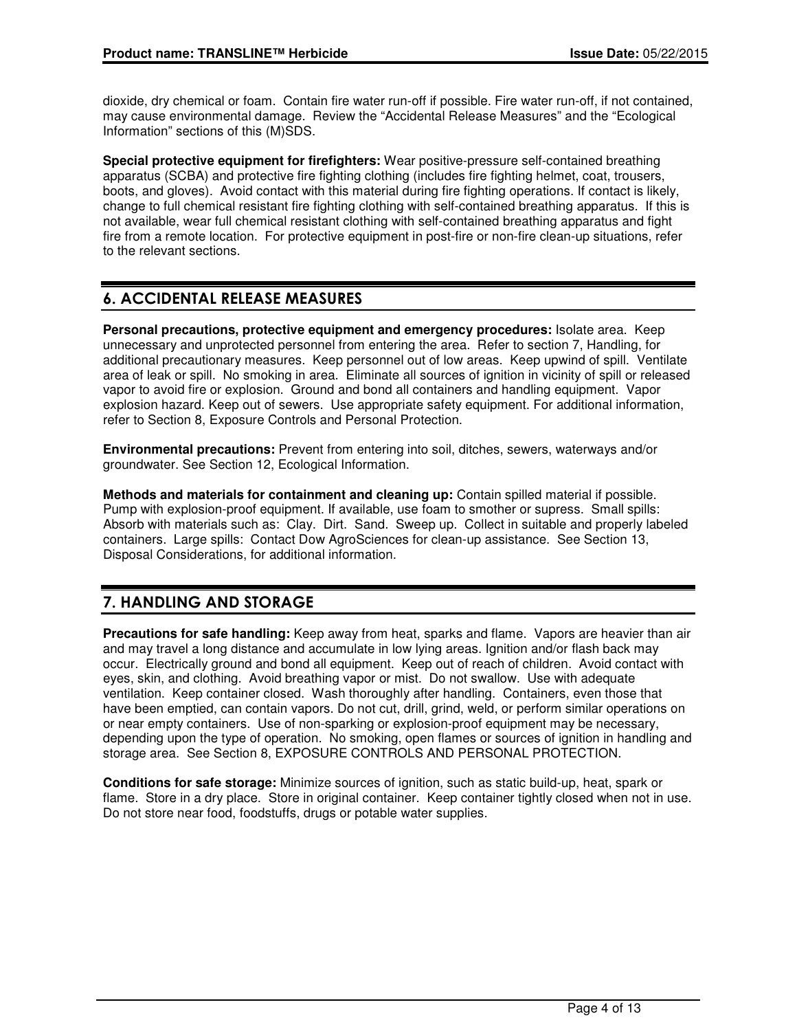dioxide, dry chemical or foam. Contain fire water run-off if possible. Fire water run-off, if not contained, may cause environmental damage. Review the “Accidental Release Measures” and the “Ecological Information” sections of this (M)SDS.

**Special protective equipment for firefighters:** Wear positive-pressure self-contained breathing apparatus (SCBA) and protective fire fighting clothing (includes fire fighting helmet, coat, trousers, boots, and gloves). Avoid contact with this material during fire fighting operations. If contact is likely, change to full chemical resistant fire fighting clothing with self-contained breathing apparatus. If this is not available, wear full chemical resistant clothing with self-contained breathing apparatus and fight fire from a remote location. For protective equipment in post-fire or non-fire clean-up situations, refer to the relevant sections.

## 6. ACCIDENTAL RELEASE MEASURES

**Personal precautions, protective equipment and emergency procedures:** Isolate area. Keep unnecessary and unprotected personnel from entering the area. Refer to section 7, Handling, for additional precautionary measures. Keep personnel out of low areas. Keep upwind of spill. Ventilate area of leak or spill. No smoking in area. Eliminate all sources of ignition in vicinity of spill or released vapor to avoid fire or explosion. Ground and bond all containers and handling equipment. Vapor explosion hazard. Keep out of sewers. Use appropriate safety equipment. For additional information, refer to Section 8, Exposure Controls and Personal Protection.

**Environmental precautions:** Prevent from entering into soil, ditches, sewers, waterways and/or groundwater. See Section 12, Ecological Information.

**Methods and materials for containment and cleaning up:** Contain spilled material if possible. Pump with explosion-proof equipment. If available, use foam to smother or supress. Small spills: Absorb with materials such as: Clay. Dirt. Sand. Sweep up. Collect in suitable and properly labeled containers. Large spills: Contact Dow AgroSciences for clean-up assistance. See Section 13, Disposal Considerations, for additional information.

## 7. HANDLING AND STORAGE

**Precautions for safe handling:** Keep away from heat, sparks and flame. Vapors are heavier than air and may travel a long distance and accumulate in low lying areas. Ignition and/or flash back may occur. Electrically ground and bond all equipment. Keep out of reach of children. Avoid contact with eyes, skin, and clothing. Avoid breathing vapor or mist. Do not swallow. Use with adequate ventilation. Keep container closed. Wash thoroughly after handling. Containers, even those that have been emptied, can contain vapors. Do not cut, drill, grind, weld, or perform similar operations on or near empty containers. Use of non-sparking or explosion-proof equipment may be necessary, depending upon the type of operation. No smoking, open flames or sources of ignition in handling and storage area. See Section 8, EXPOSURE CONTROLS AND PERSONAL PROTECTION.

**Conditions for safe storage:** Minimize sources of ignition, such as static build-up, heat, spark or flame. Store in a dry place. Store in original container. Keep container tightly closed when not in use. Do not store near food, foodstuffs, drugs or potable water supplies.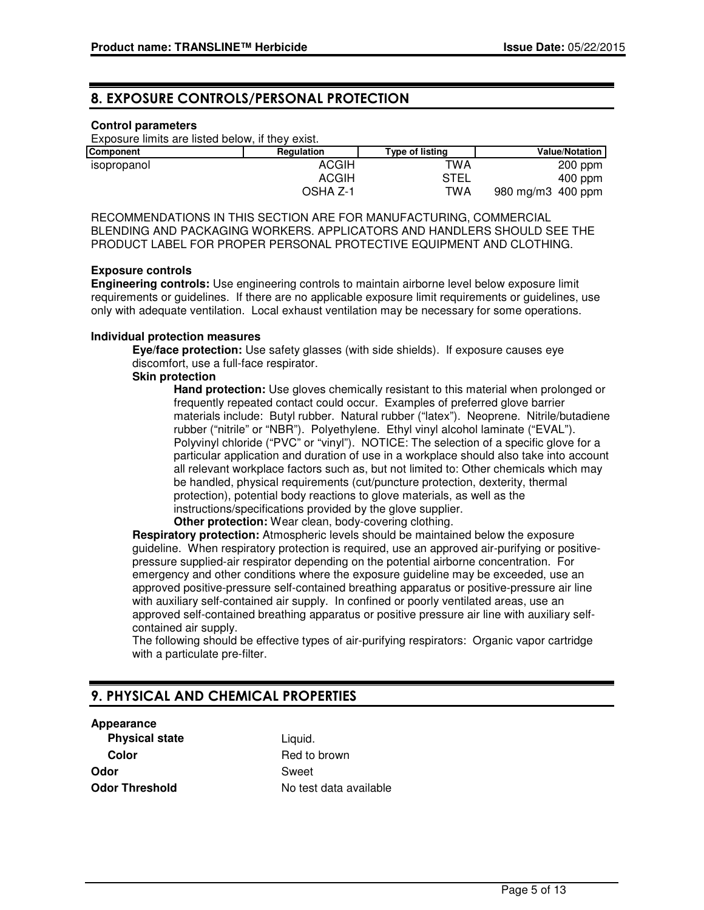## 8. EXPOSURE CONTROLS/PERSONAL PROTECTION

**Control parameters**

Exposure limits are listed below, if they exist.

| Component | Regulation | Type of listing | Value/Notation |
|---|---|---|---|
| isopropanol | ACGIH | TWA | 200 ppm |
| | ACGIH | STEL | 400 ppm |
| | OSHA Z-1 | TWA | 980 mg/m3 400 ppm |

RECOMMENDATIONS IN THIS SECTION ARE FOR MANUFACTURING, COMMERCIAL BLENDING AND PACKAGING WORKERS. APPLICATORS AND HANDLERS SHOULD SEE THE PRODUCT LABEL FOR PROPER PERSONAL PROTECTIVE EQUIPMENT AND CLOTHING.

**Exposure controls**

**Engineering controls:** Use engineering controls to maintain airborne level below exposure limit requirements or guidelines. If there are no applicable exposure limit requirements or guidelines, use only with adequate ventilation. Local exhaust ventilation may be necessary for some operations.

**Individual protection measures**

**Eye/face protection:** Use safety glasses (with side shields). If exposure causes eye discomfort, use a full-face respirator.

**Skin protection**

**Hand protection:** Use gloves chemically resistant to this material when prolonged or frequently repeated contact could occur. Examples of preferred glove barrier materials include: Butyl rubber. Natural rubber ("latex"). Neoprene. Nitrile/butadiene rubber ("nitrile" or "NBR"). Polyethylene. Ethyl vinyl alcohol laminate ("EVAL"). Polyvinyl chloride ("PVC" or "vinyl"). NOTICE: The selection of a specific glove for a particular application and duration of use in a workplace should also take into account all relevant workplace factors such as, but not limited to: Other chemicals which may be handled, physical requirements (cut/puncture protection, dexterity, thermal protection), potential body reactions to glove materials, as well as the instructions/specifications provided by the glove supplier.

**Other protection:** Wear clean, body-covering clothing.

**Respiratory protection:** Atmospheric levels should be maintained below the exposure guideline. When respiratory protection is required, use an approved air-purifying or positive-pressure supplied-air respirator depending on the potential airborne concentration. For emergency and other conditions where the exposure guideline may be exceeded, use an approved positive-pressure self-contained breathing apparatus or positive-pressure air line with auxiliary self-contained air supply. In confined or poorly ventilated areas, use an approved self-contained breathing apparatus or positive pressure air line with auxiliary self-contained air supply.

The following should be effective types of air-purifying respirators: Organic vapor cartridge with a particulate pre-filter.

## 9. PHYSICAL AND CHEMICAL PROPERTIES

**Appearance**

| | |
|---|---|
| **Physical state** | Liquid. |
| **Color** | Red to brown |
| **Odor** | Sweet |
| **Odor Threshold** | No test data available |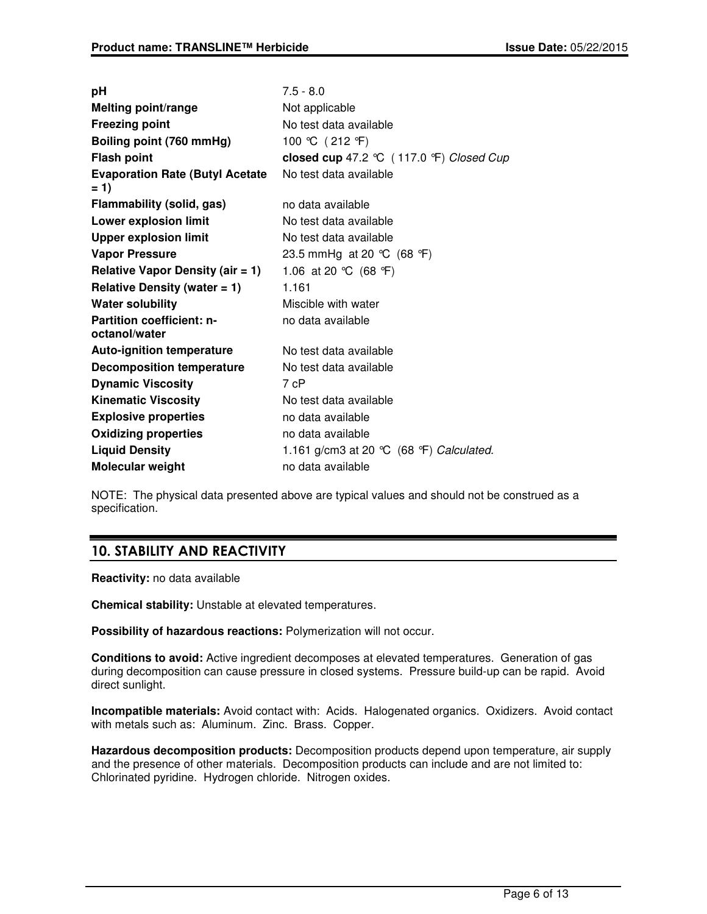| | |
|---|---|
| **pH** | 7.5 - 8.0 |
| **Melting point/range** | Not applicable |
| **Freezing point** | No test data available |
| **Boiling point (760 mmHg)** | 100 °C ( 212 °F) |
| **Flash point** | **closed cup** 47.2 °C ( 117.0 °F) *Closed Cup* |
| **Evaporation Rate (Butyl Acetate = 1)** | No test data available |
| **Flammability (solid, gas)** | no data available |
| **Lower explosion limit** | No test data available |
| **Upper explosion limit** | No test data available |
| **Vapor Pressure** | 23.5 mmHg at 20 °C (68 °F) |
| **Relative Vapor Density (air = 1)** | 1.06 at 20 °C (68 °F) |
| **Relative Density (water = 1)** | 1.161 |
| **Water solubility** | Miscible with water |
| **Partition coefficient: n-octanol/water** | no data available |
| **Auto-ignition temperature** | No test data available |
| **Decomposition temperature** | No test data available |
| **Dynamic Viscosity** | 7 cP |
| **Kinematic Viscosity** | No test data available |
| **Explosive properties** | no data available |
| **Oxidizing properties** | no data available |
| **Liquid Density** | 1.161 g/cm3 at 20 °C (68 °F) *Calculated.* |
| **Molecular weight** | no data available |

NOTE: The physical data presented above are typical values and should not be construed as a specification.

## 10. STABILITY AND REACTIVITY

**Reactivity:** no data available

**Chemical stability:** Unstable at elevated temperatures.

**Possibility of hazardous reactions:** Polymerization will not occur.

**Conditions to avoid:** Active ingredient decomposes at elevated temperatures. Generation of gas during decomposition can cause pressure in closed systems. Pressure build-up can be rapid. Avoid direct sunlight.

**Incompatible materials:** Avoid contact with: Acids. Halogenated organics. Oxidizers. Avoid contact with metals such as: Aluminum. Zinc. Brass. Copper.

**Hazardous decomposition products:** Decomposition products depend upon temperature, air supply and the presence of other materials. Decomposition products can include and are not limited to: Chlorinated pyridine. Hydrogen chloride. Nitrogen oxides.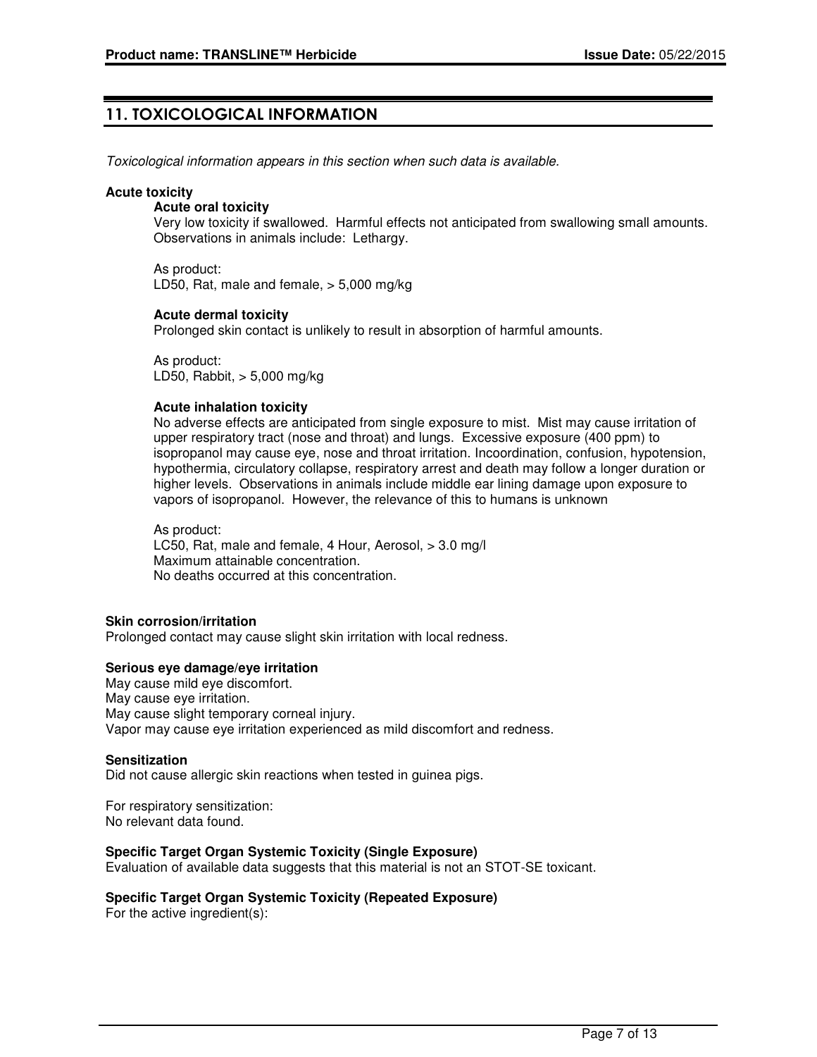## 11. TOXICOLOGICAL INFORMATION

*Toxicological information appears in this section when such data is available.*

**Acute toxicity**

**Acute oral toxicity**

Very low toxicity if swallowed. Harmful effects not anticipated from swallowing small amounts. Observations in animals include: Lethargy.

As product:
LD50, Rat, male and female, > 5,000 mg/kg

**Acute dermal toxicity**

Prolonged skin contact is unlikely to result in absorption of harmful amounts.

As product:
LD50, Rabbit, > 5,000 mg/kg

**Acute inhalation toxicity**

No adverse effects are anticipated from single exposure to mist. Mist may cause irritation of upper respiratory tract (nose and throat) and lungs. Excessive exposure (400 ppm) to isopropanol may cause eye, nose and throat irritation. Incoordination, confusion, hypotension, hypothermia, circulatory collapse, respiratory arrest and death may follow a longer duration or higher levels. Observations in animals include middle ear lining damage upon exposure to vapors of isopropanol. However, the relevance of this to humans is unknown

As product:
LC50, Rat, male and female, 4 Hour, Aerosol, > 3.0 mg/l
Maximum attainable concentration.
No deaths occurred at this concentration.

**Skin corrosion/irritation**

Prolonged contact may cause slight skin irritation with local redness.

**Serious eye damage/eye irritation**

May cause mild eye discomfort.
May cause eye irritation.
May cause slight temporary corneal injury.
Vapor may cause eye irritation experienced as mild discomfort and redness.

**Sensitization**

Did not cause allergic skin reactions when tested in guinea pigs.

For respiratory sensitization:
No relevant data found.

**Specific Target Organ Systemic Toxicity (Single Exposure)**

Evaluation of available data suggests that this material is not an STOT-SE toxicant.

**Specific Target Organ Systemic Toxicity (Repeated Exposure)**

For the active ingredient(s):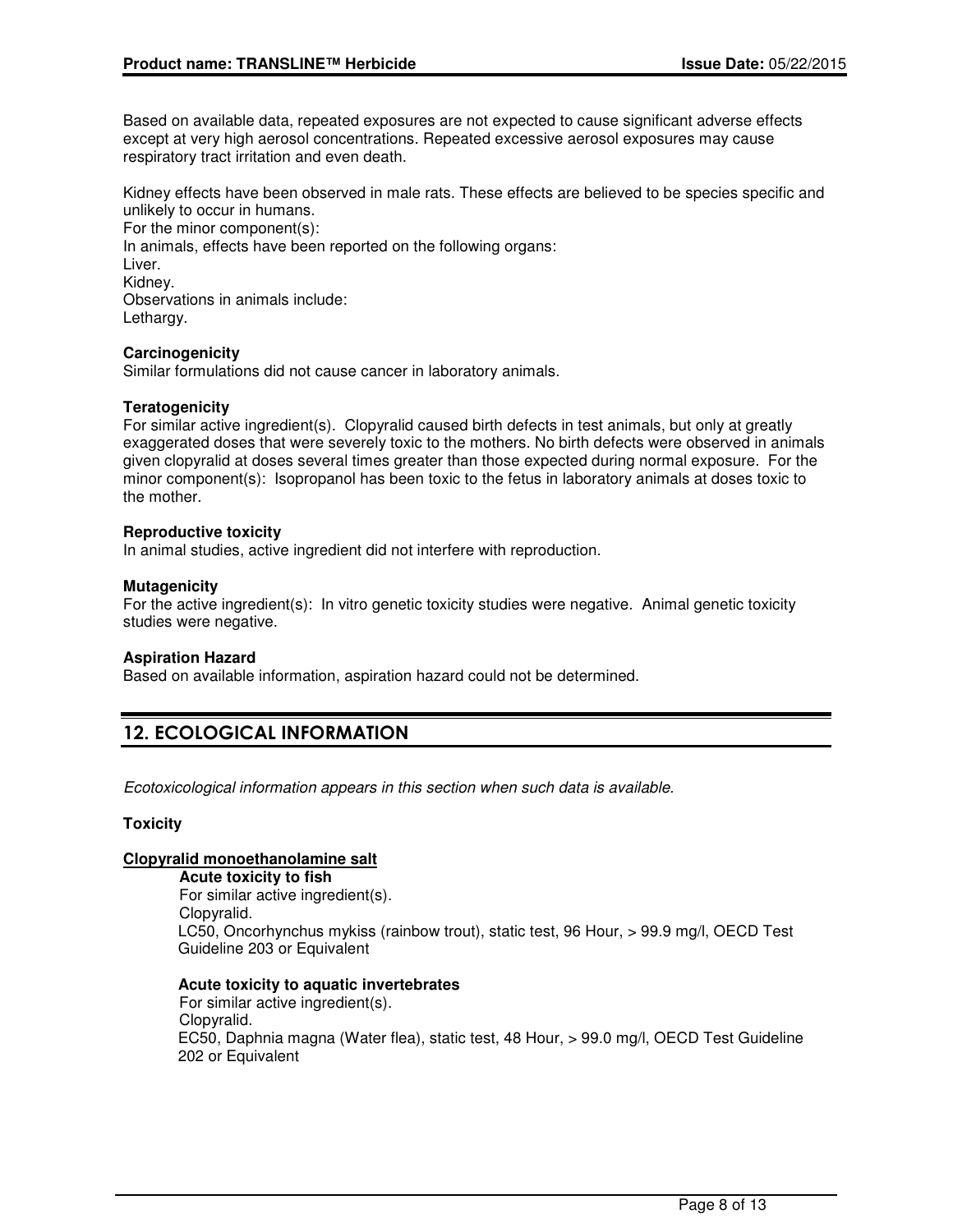Based on available data, repeated exposures are not expected to cause significant adverse effects except at very high aerosol concentrations. Repeated excessive aerosol exposures may cause respiratory tract irritation and even death.

Kidney effects have been observed in male rats. These effects are believed to be species specific and unlikely to occur in humans.
For the minor component(s):
In animals, effects have been reported on the following organs:
Liver.
Kidney.
Observations in animals include:
Lethargy.

**Carcinogenicity**
Similar formulations did not cause cancer in laboratory animals.

**Teratogenicity**
For similar active ingredient(s). Clopyralid caused birth defects in test animals, but only at greatly exaggerated doses that were severely toxic to the mothers. No birth defects were observed in animals given clopyralid at doses several times greater than those expected during normal exposure. For the minor component(s): Isopropanol has been toxic to the fetus in laboratory animals at doses toxic to the mother.

**Reproductive toxicity**
In animal studies, active ingredient did not interfere with reproduction.

**Mutagenicity**
For the active ingredient(s): In vitro genetic toxicity studies were negative. Animal genetic toxicity studies were negative.

**Aspiration Hazard**
Based on available information, aspiration hazard could not be determined.

## 12. ECOLOGICAL INFORMATION

*Ecotoxicological information appears in this section when such data is available.*

**Toxicity**

**Clopyralid monoethanolamine salt**

**Acute toxicity to fish**
For similar active ingredient(s).
Clopyralid.
LC50, Oncorhynchus mykiss (rainbow trout), static test, 96 Hour, > 99.9 mg/l, OECD Test Guideline 203 or Equivalent

**Acute toxicity to aquatic invertebrates**
For similar active ingredient(s).
Clopyralid.
EC50, Daphnia magna (Water flea), static test, 48 Hour, > 99.0 mg/l, OECD Test Guideline 202 or Equivalent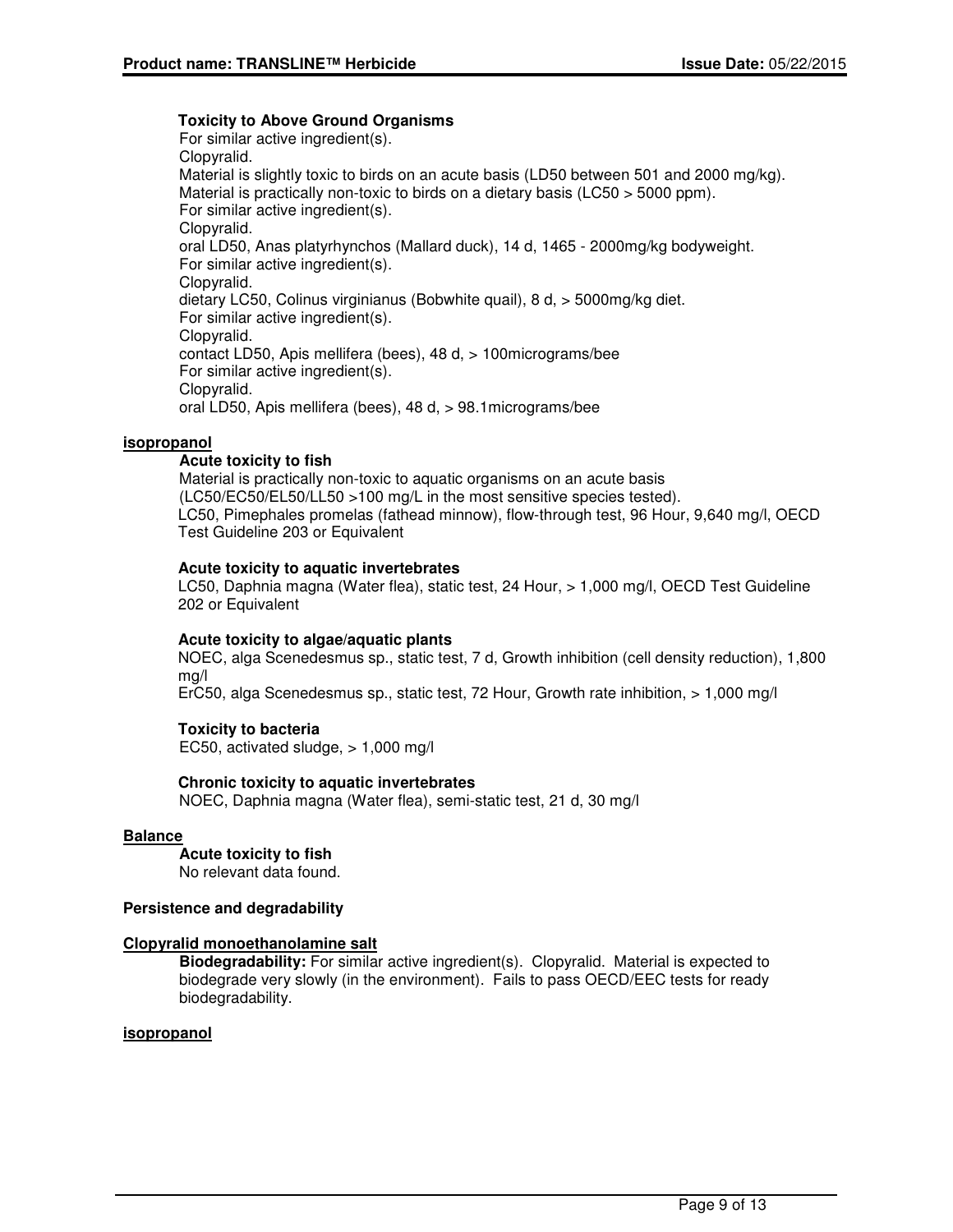**Toxicity to Above Ground Organisms**

For similar active ingredient(s).
Clopyralid.
Material is slightly toxic to birds on an acute basis (LD50 between 501 and 2000 mg/kg).
Material is practically non-toxic to birds on a dietary basis (LC50 > 5000 ppm).
For similar active ingredient(s).
Clopyralid.
oral LD50, Anas platyrhynchos (Mallard duck), 14 d, 1465 - 2000mg/kg bodyweight.
For similar active ingredient(s).
Clopyralid.
dietary LC50, Colinus virginianus (Bobwhite quail), 8 d, > 5000mg/kg diet.
For similar active ingredient(s).
Clopyralid.
contact LD50, Apis mellifera (bees), 48 d, > 100micrograms/bee
For similar active ingredient(s).
Clopyralid.
oral LD50, Apis mellifera (bees), 48 d, > 98.1micrograms/bee

**isopropanol**

**Acute toxicity to fish**

Material is practically non-toxic to aquatic organisms on an acute basis (LC50/EC50/EL50/LL50 >100 mg/L in the most sensitive species tested).
LC50, Pimephales promelas (fathead minnow), flow-through test, 96 Hour, 9,640 mg/l, OECD Test Guideline 203 or Equivalent

**Acute toxicity to aquatic invertebrates**

LC50, Daphnia magna (Water flea), static test, 24 Hour, > 1,000 mg/l, OECD Test Guideline 202 or Equivalent

**Acute toxicity to algae/aquatic plants**

NOEC, alga Scenedesmus sp., static test, 7 d, Growth inhibition (cell density reduction), 1,800 mg/l
ErC50, alga Scenedesmus sp., static test, 72 Hour, Growth rate inhibition, > 1,000 mg/l

**Toxicity to bacteria**

EC50, activated sludge, > 1,000 mg/l

**Chronic toxicity to aquatic invertebrates**

NOEC, Daphnia magna (Water flea), semi-static test, 21 d, 30 mg/l

**Balance**

**Acute toxicity to fish**

No relevant data found.

**Persistence and degradability**

**Clopyralid monoethanolamine salt**

**Biodegradability:** For similar active ingredient(s). Clopyralid. Material is expected to biodegrade very slowly (in the environment). Fails to pass OECD/EEC tests for ready biodegradability.

**isopropanol**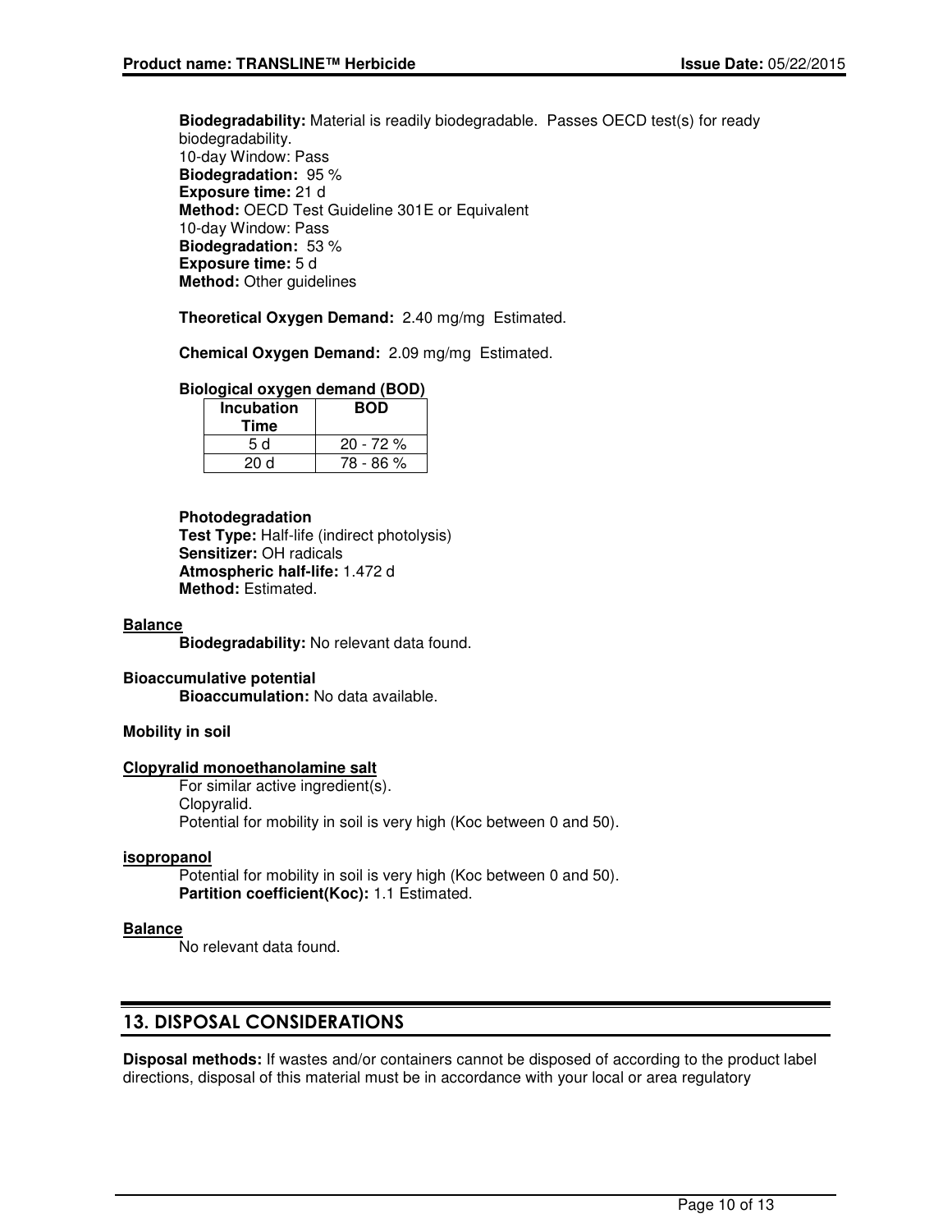**Biodegradability:** Material is readily biodegradable. Passes OECD test(s) for ready biodegradability.
10-day Window: Pass
**Biodegradation:** 95 %
**Exposure time:** 21 d
**Method:** OECD Test Guideline 301E or Equivalent
10-day Window: Pass
**Biodegradation:** 53 %
**Exposure time:** 5 d
**Method:** Other guidelines

**Theoretical Oxygen Demand:** 2.40 mg/mg Estimated.

**Chemical Oxygen Demand:** 2.09 mg/mg Estimated.

**Biological oxygen demand (BOD)**

| Incubation Time | BOD |
|---|---|
| 5 d | 20 - 72 % |
| 20 d | 78 - 86 % |

**Photodegradation**
**Test Type:** Half-life (indirect photolysis)
**Sensitizer:** OH radicals
**Atmospheric half-life:** 1.472 d
**Method:** Estimated.

**Balance**
**Biodegradability:** No relevant data found.

**Bioaccumulative potential**
**Bioaccumulation:** No data available.

**Mobility in soil**

**Clopyralid monoethanolamine salt**
For similar active ingredient(s).
Clopyralid.
Potential for mobility in soil is very high (Koc between 0 and 50).

**isopropanol**
Potential for mobility in soil is very high (Koc between 0 and 50).
**Partition coefficient(Koc):** 1.1 Estimated.

**Balance**
No relevant data found.

## 13. DISPOSAL CONSIDERATIONS

**Disposal methods:** If wastes and/or containers cannot be disposed of according to the product label directions, disposal of this material must be in accordance with your local or area regulatory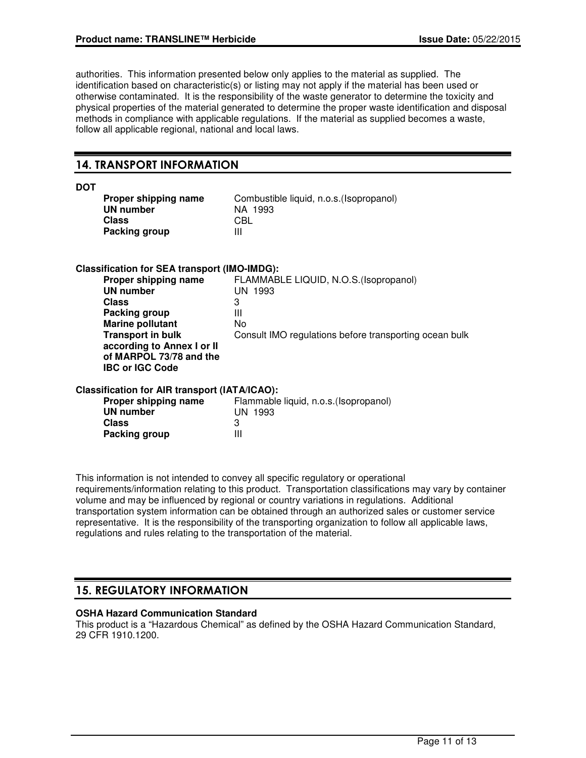authorities. This information presented below only applies to the material as supplied. The identification based on characteristic(s) or listing may not apply if the material has been used or otherwise contaminated. It is the responsibility of the waste generator to determine the toxicity and physical properties of the material generated to determine the proper waste identification and disposal methods in compliance with applicable regulations. If the material as supplied becomes a waste, follow all applicable regional, national and local laws.

## 14. TRANSPORT INFORMATION

**DOT**

| | |
|---|---|
| **Proper shipping name** | Combustible liquid, n.o.s.(Isopropanol) |
| **UN number** | NA 1993 |
| **Class** | CBL |
| **Packing group** | III |

**Classification for SEA transport (IMO-IMDG):**

| | |
|---|---|
| **Proper shipping name** | FLAMMABLE LIQUID, N.O.S.(Isopropanol) |
| **UN number** | UN 1993 |
| **Class** | 3 |
| **Packing group** | III |
| **Marine pollutant** | No |
| **Transport in bulk according to Annex I or II of MARPOL 73/78 and the IBC or IGC Code** | Consult IMO regulations before transporting ocean bulk |

**Classification for AIR transport (IATA/ICAO):**

| | |
|---|---|
| **Proper shipping name** | Flammable liquid, n.o.s.(Isopropanol) |
| **UN number** | UN 1993 |
| **Class** | 3 |
| **Packing group** | III |

This information is not intended to convey all specific regulatory or operational requirements/information relating to this product. Transportation classifications may vary by container volume and may be influenced by regional or country variations in regulations. Additional transportation system information can be obtained through an authorized sales or customer service representative. It is the responsibility of the transporting organization to follow all applicable laws, regulations and rules relating to the transportation of the material.

## 15. REGULATORY INFORMATION

**OSHA Hazard Communication Standard**

This product is a "Hazardous Chemical" as defined by the OSHA Hazard Communication Standard, 29 CFR 1910.1200.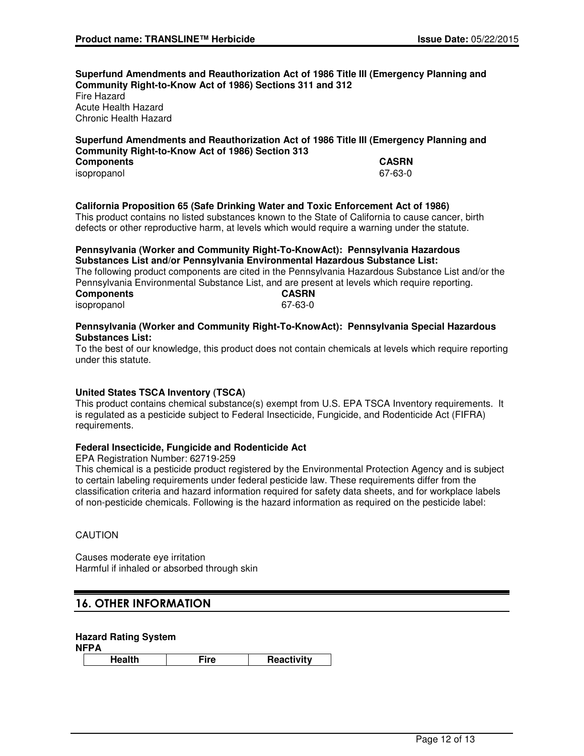**Superfund Amendments and Reauthorization Act of 1986 Title III (Emergency Planning and Community Right-to-Know Act of 1986) Sections 311 and 312**

Fire Hazard
Acute Health Hazard
Chronic Health Hazard

**Superfund Amendments and Reauthorization Act of 1986 Title III (Emergency Planning and Community Right-to-Know Act of 1986) Section 313**

| Components | CASRN |
|---|---|
| isopropanol | 67-63-0 |

**California Proposition 65 (Safe Drinking Water and Toxic Enforcement Act of 1986)**

This product contains no listed substances known to the State of California to cause cancer, birth defects or other reproductive harm, at levels which would require a warning under the statute.

**Pennsylvania (Worker and Community Right-To-KnowAct): Pennsylvania Hazardous Substances List and/or Pennsylvania Environmental Hazardous Substance List:**

The following product components are cited in the Pennsylvania Hazardous Substance List and/or the Pennsylvania Environmental Substance List, and are present at levels which require reporting.

| Components | CASRN |
|---|---|
| isopropanol | 67-63-0 |

**Pennsylvania (Worker and Community Right-To-KnowAct): Pennsylvania Special Hazardous Substances List:**

To the best of our knowledge, this product does not contain chemicals at levels which require reporting under this statute.

**United States TSCA Inventory (TSCA)**

This product contains chemical substance(s) exempt from U.S. EPA TSCA Inventory requirements. It is regulated as a pesticide subject to Federal Insecticide, Fungicide, and Rodenticide Act (FIFRA) requirements.

**Federal Insecticide, Fungicide and Rodenticide Act**

EPA Registration Number: 62719-259

This chemical is a pesticide product registered by the Environmental Protection Agency and is subject to certain labeling requirements under federal pesticide law. These requirements differ from the classification criteria and hazard information required for safety data sheets, and for workplace labels of non-pesticide chemicals. Following is the hazard information as required on the pesticide label:

CAUTION

Causes moderate eye irritation
Harmful if inhaled or absorbed through skin

## 16. OTHER INFORMATION

**Hazard Rating System**

**NFPA**

| Health | Fire | Reactivity |
|---|---|---|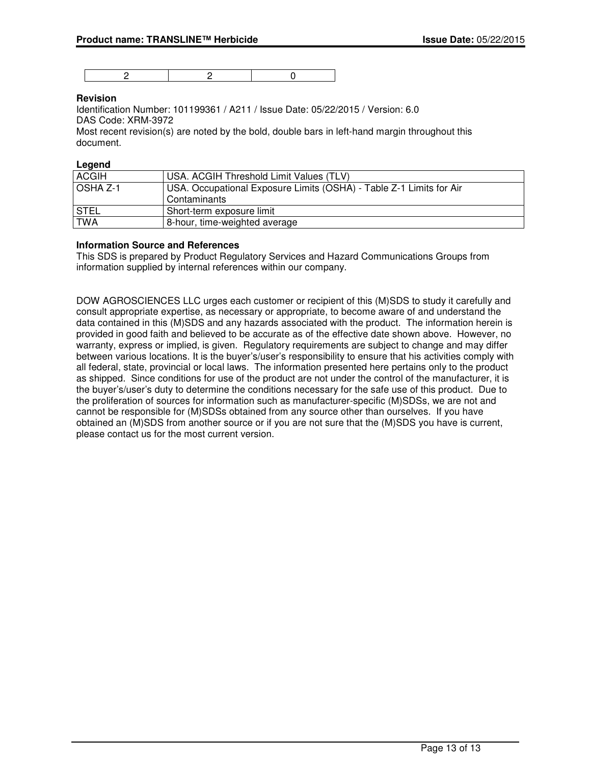| | | |
|---|---|---|
| 2 | 2 | 0 |

**Revision**

Identification Number: 101199361 / A211 / Issue Date: 05/22/2015 / Version: 6.0
DAS Code: XRM-3972
Most recent revision(s) are noted by the bold, double bars in left-hand margin throughout this document.

**Legend**

| | |
|---|---|
| ACGIH | USA. ACGIH Threshold Limit Values (TLV) |
| OSHA Z-1 | USA. Occupational Exposure Limits (OSHA) - Table Z-1 Limits for Air Contaminants |
| STEL | Short-term exposure limit |
| TWA | 8-hour, time-weighted average |

**Information Source and References**

This SDS is prepared by Product Regulatory Services and Hazard Communications Groups from information supplied by internal references within our company.

DOW AGROSCIENCES LLC urges each customer or recipient of this (M)SDS to study it carefully and consult appropriate expertise, as necessary or appropriate, to become aware of and understand the data contained in this (M)SDS and any hazards associated with the product. The information herein is provided in good faith and believed to be accurate as of the effective date shown above. However, no warranty, express or implied, is given. Regulatory requirements are subject to change and may differ between various locations. It is the buyer's/user's responsibility to ensure that his activities comply with all federal, state, provincial or local laws. The information presented here pertains only to the product as shipped. Since conditions for use of the product are not under the control of the manufacturer, it is the buyer's/user's duty to determine the conditions necessary for the safe use of this product. Due to the proliferation of sources for information such as manufacturer-specific (M)SDSs, we are not and cannot be responsible for (M)SDSs obtained from any source other than ourselves. If you have obtained an (M)SDS from another source or if you are not sure that the (M)SDS you have is current, please contact us for the most current version.